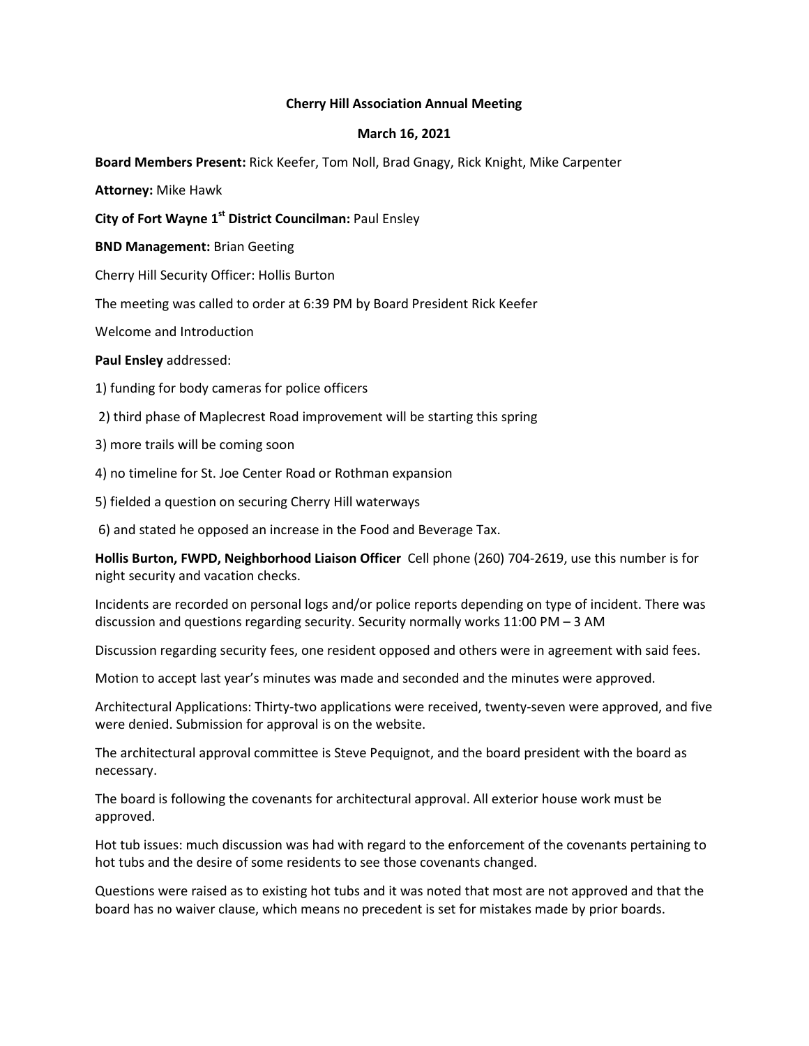**Cherry Hill Association Annual Meeting**

**March 16, 2021**

**Board Members Present:** Rick Keefer, Tom Noll, Brad Gnagy, Rick Knight, Mike Carpenter

**Attorney:** Mike Hawk

**City of Fort Wayne 1st District Councilman:** Paul Ensley

**BND Management:** Brian Geeting

Cherry Hill Security Officer: Hollis Burton

The meeting was called to order at 6:39 PM by Board President Rick Keefer

Welcome and Introduction

**Paul Ensley** addressed:

1) funding for body cameras for police officers

2) third phase of Maplecrest Road improvement will be starting this spring

3) more trails will be coming soon

4) no timeline for St. Joe Center Road or Rothman expansion

5) fielded a question on securing Cherry Hill waterways

6) and stated he opposed an increase in the Food and Beverage Tax.

**Hollis Burton, FWPD, Neighborhood Liaison Officer** Cell phone (260) 704-2619, use this number is for night security and vacation checks.

Incidents are recorded on personal logs and/or police reports depending on type of incident. There was discussion and questions regarding security. Security normally works 11:00 PM – 3 AM

Discussion regarding security fees, one resident opposed and others were in agreement with said fees.

Motion to accept last year's minutes was made and seconded and the minutes were approved.

Architectural Applications: Thirty-two applications were received, twenty-seven were approved, and five were denied. Submission for approval is on the website.

The architectural approval committee is Steve Pequignot, and the board president with the board as necessary.

The board is following the covenants for architectural approval. All exterior house work must be approved.

Hot tub issues: much discussion was had with regard to the enforcement of the covenants pertaining to hot tubs and the desire of some residents to see those covenants changed.

Questions were raised as to existing hot tubs and it was noted that most are not approved and that the board has no waiver clause, which means no precedent is set for mistakes made by prior boards.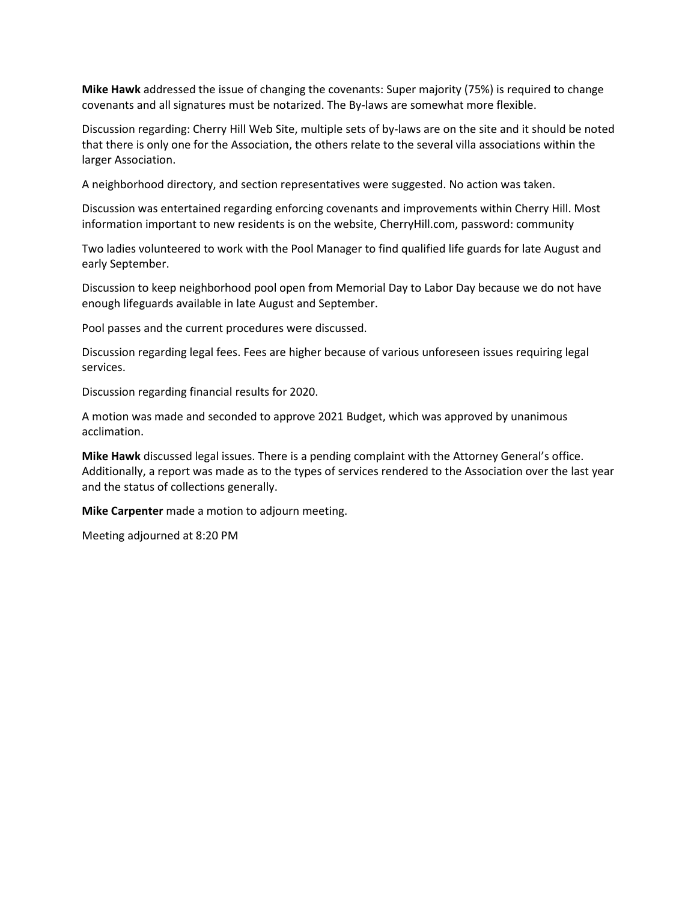**Mike Hawk** addressed the issue of changing the covenants: Super majority (75%) is required to change covenants and all signatures must be notarized. The By-laws are somewhat more flexible.

Discussion regarding: Cherry Hill Web Site, multiple sets of by-laws are on the site and it should be noted that there is only one for the Association, the others relate to the several villa associations within the larger Association.

A neighborhood directory, and section representatives were suggested. No action was taken.

Discussion was entertained regarding enforcing covenants and improvements within Cherry Hill. Most information important to new residents is on the website, CherryHill.com, password: community

Two ladies volunteered to work with the Pool Manager to find qualified life guards for late August and early September.

Discussion to keep neighborhood pool open from Memorial Day to Labor Day because we do not have enough lifeguards available in late August and September.

Pool passes and the current procedures were discussed.

Discussion regarding legal fees. Fees are higher because of various unforeseen issues requiring legal services.

Discussion regarding financial results for 2020.

A motion was made and seconded to approve 2021 Budget, which was approved by unanimous acclimation.

**Mike Hawk** discussed legal issues. There is a pending complaint with the Attorney General's office. Additionally, a report was made as to the types of services rendered to the Association over the last year and the status of collections generally.

**Mike Carpenter** made a motion to adjourn meeting.

Meeting adjourned at 8:20 PM